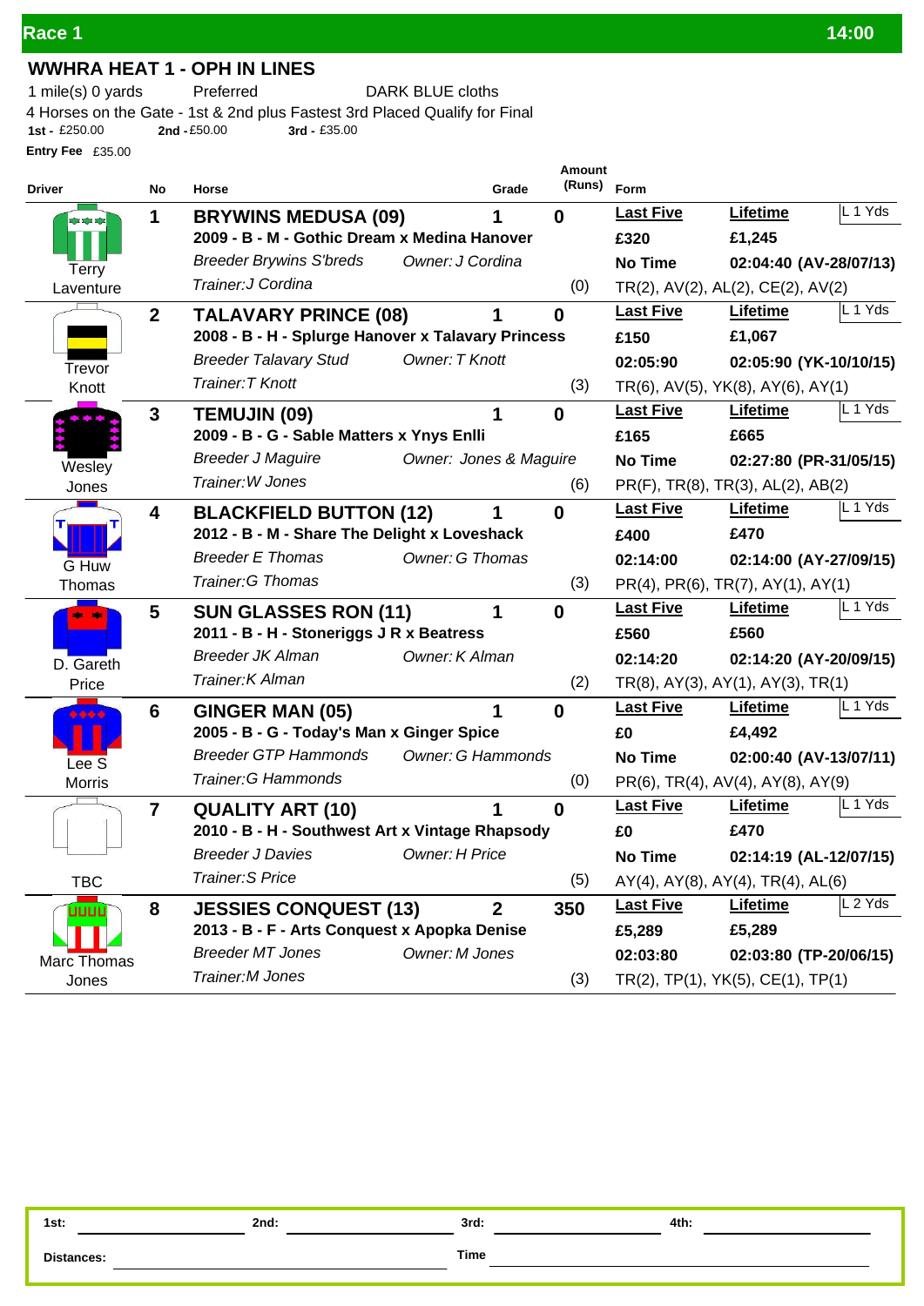## Race 1 — 14:00

### WWHRA HEAT 1 - OPH IN LINES

1 mile(s) 0 yards    Preferred    DARK BLUE cloths

4 Horses on the Gate - 1st & 2nd plus Fastest 3rd Placed Qualify for Final

**1st -** £250.00    **2nd -** £50.00    **3rd -** £35.00

**Entry Fee** £35.00

| Driver | No | Horse | Grade | Amount (Runs) | Form | | |
|---|---|---|---|---|---|---|---|
| Terry Laventure | 1 | **BRYWINS MEDUSA (09)**<br>**2009 - B - M - Gothic Dream x Medina Hanover**<br>*Breeder Brywins S'breds* *Owner: J Cordina*<br>*Trainer:J Cordina* | 1 | 0<br>(0) | **Last Five**<br>**£320**<br>**No Time** | **Lifetime**<br>**£1,245**<br>**02:04:40 (AV-28/07/13)** | L 1 Yds |
| | | | | | TR(2), AV(2), AL(2), CE(2), AV(2) | | |
| Trevor Knott | 2 | **TALAVARY PRINCE (08)**<br>**2008 - B - H - Splurge Hanover x Talavary Princess**<br>*Breeder Talavary Stud* *Owner: T Knott*<br>*Trainer:T Knott* | 1 | 0<br>(3) | **Last Five**<br>**£150**<br>**02:05:90** | **Lifetime**<br>**£1,067**<br>**02:05:90 (YK-10/10/15)** | L 1 Yds |
| | | | | | TR(6), AV(5), YK(8), AY(6), AY(1) | | |
| Wesley Jones | 3 | **TEMUJIN (09)**<br>**2009 - B - G - Sable Matters x Ynys Enlli**<br>*Breeder J Maguire* *Owner: Jones & Maguire*<br>*Trainer:W Jones* | 1 | 0<br>(6) | **Last Five**<br>**£165**<br>**No Time** | **Lifetime**<br>**£665**<br>**02:27:80 (PR-31/05/15)** | L 1 Yds |
| | | | | | PR(F), TR(8), TR(3), AL(2), AB(2) | | |
| G Huw Thomas | 4 | **BLACKFIELD BUTTON (12)**<br>**2012 - B - M - Share The Delight x Loveshack**<br>*Breeder E Thomas* *Owner: G Thomas*<br>*Trainer:G Thomas* | 1 | 0<br>(3) | **Last Five**<br>**£400**<br>**02:14:00** | **Lifetime**<br>**£470**<br>**02:14:00 (AY-27/09/15)** | L 1 Yds |
| | | | | | PR(4), PR(6), TR(7), AY(1), AY(1) | | |
| D. Gareth Price | 5 | **SUN GLASSES RON (11)**<br>**2011 - B - H - Stoneriggs J R x Beatress**<br>*Breeder JK Alman* *Owner: K Alman*<br>*Trainer:K Alman* | 1 | 0<br>(2) | **Last Five**<br>**£560**<br>**02:14:20** | **Lifetime**<br>**£560**<br>**02:14:20 (AY-20/09/15)** | L 1 Yds |
| | | | | | TR(8), AY(3), AY(1), AY(3), TR(1) | | |
| Lee S Morris | 6 | **GINGER MAN (05)**<br>**2005 - B - G - Today's Man x Ginger Spice**<br>*Breeder GTP Hammonds* *Owner: G Hammonds*<br>*Trainer:G Hammonds* | 1 | 0<br>(0) | **Last Five**<br>**£0**<br>**No Time** | **Lifetime**<br>**£4,492**<br>**02:00:40 (AV-13/07/11)** | L 1 Yds |
| | | | | | PR(6), TR(4), AV(4), AY(8), AY(9) | | |
| TBC | 7 | **QUALITY ART (10)**<br>**2010 - B - H - Southwest Art x Vintage Rhapsody**<br>*Breeder J Davies* *Owner: H Price*<br>*Trainer:S Price* | 1 | 0<br>(5) | **Last Five**<br>**£0**<br>**No Time** | **Lifetime**<br>**£470**<br>**02:14:19 (AL-12/07/15)** | L 1 Yds |
| | | | | | AY(4), AY(8), AY(4), TR(4), AL(6) | | |
| Marc Thomas Jones | 8 | **JESSIES CONQUEST (13)**<br>**2013 - B - F - Arts Conquest x Apopka Denise**<br>*Breeder MT Jones* *Owner: M Jones*<br>*Trainer:M Jones* | 2 | 350<br>(3) | **Last Five**<br>**£5,289**<br>**02:03:80** | **Lifetime**<br>**£5,289**<br>**02:03:80 (TP-20/06/15)** | L 2 Yds |
| | | | | | TR(2), TP(1), YK(5), CE(1), TP(1) | | |

**1st:** ________ **2nd:** ________ **3rd:** ________ **4th:** ________

**Distances:** ________ **Time** ________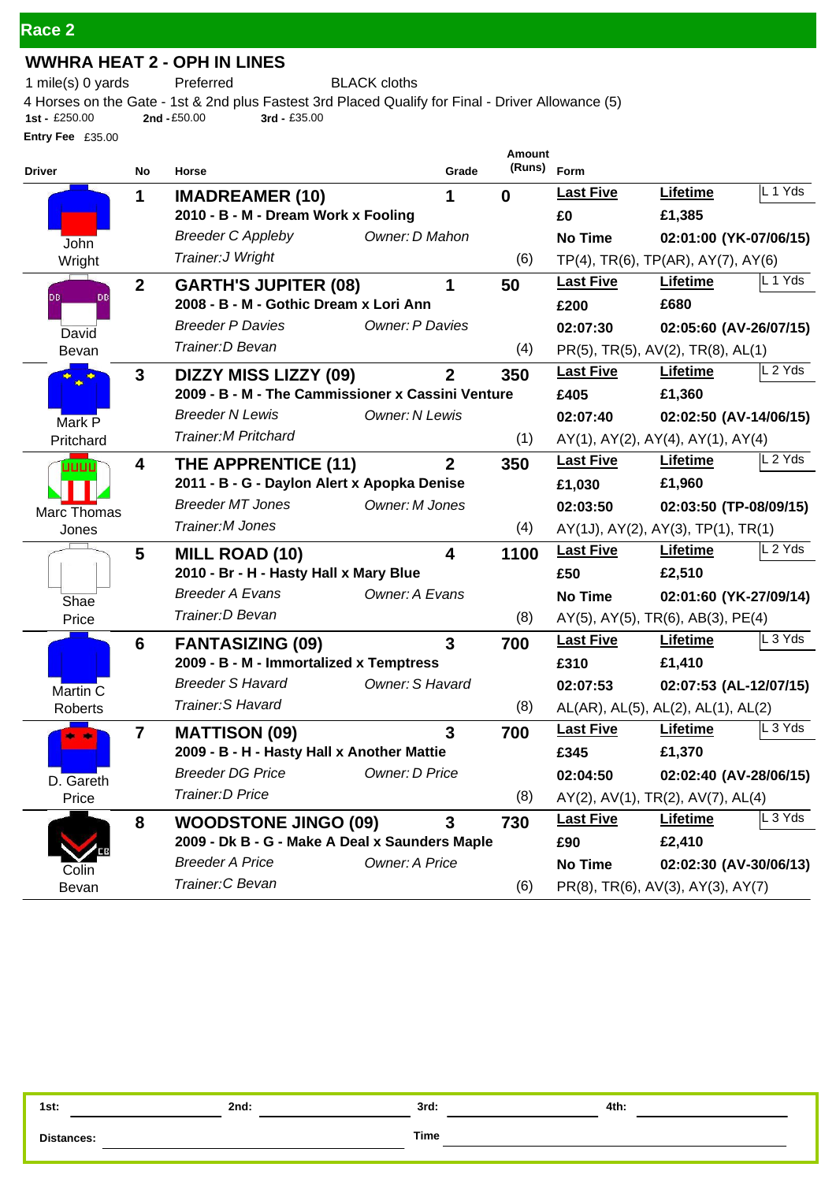## Race 2

### WWHRA HEAT 2 - OPH IN LINES

1 mile(s) 0 yards    Preferred    BLACK cloths

4 Horses on the Gate - 1st & 2nd plus Fastest 3rd Placed Qualify for Final - Driver Allowance (5)

**1st -** £250.00    **2nd -** £50.00    **3rd -** £35.00

**Entry Fee** £35.00

| Driver | No | Horse | Grade | Amount (Runs) | Form | | |
|---|---|---|---|---|---|---|---|
| John Wright | 1 | **IMADREAMER (10)** | 1 | 0 | **Last Five** | **Lifetime** | L 1 Yds |
| | | **2010 - B - M - Dream Work x Fooling** | | | **£0** | **£1,385** | |
| | | *Breeder C Appleby* | *Owner: D Mahon* | | **No Time** | **02:01:00 (YK-07/06/15)** | |
| | | *Trainer:J Wright* | | (6) | TP(4), TR(6), TP(AR), AY(7), AY(6) | | |
| David Bevan | 2 | **GARTH'S JUPITER (08)** | 1 | 50 | **Last Five** | **Lifetime** | L 1 Yds |
| | | **2008 - B - M - Gothic Dream x Lori Ann** | | | **£200** | **£680** | |
| | | *Breeder P Davies* | *Owner: P Davies* | | **02:07:30** | **02:05:60 (AV-26/07/15)** | |
| | | *Trainer:D Bevan* | | (4) | PR(5), TR(5), AV(2), TR(8), AL(1) | | |
| Mark P Pritchard | 3 | **DIZZY MISS LIZZY (09)** | 2 | 350 | **Last Five** | **Lifetime** | L 2 Yds |
| | | **2009 - B - M - The Commissioner x Cassini Venture** | | | **£405** | **£1,360** | |
| | | *Breeder N Lewis* | *Owner: N Lewis* | | **02:07:40** | **02:02:50 (AV-14/06/15)** | |
| | | *Trainer:M Pritchard* | | (1) | AY(1), AY(2), AY(4), AY(1), AY(4) | | |
| Marc Thomas Jones | 4 | **THE APPRENTICE (11)** | 2 | 350 | **Last Five** | **Lifetime** | L 2 Yds |
| | | **2011 - B - G - Daylon Alert x Apopka Denise** | | | **£1,030** | **£1,960** | |
| | | *Breeder MT Jones* | *Owner: M Jones* | | **02:03:50** | **02:03:50 (TP-08/09/15)** | |
| | | *Trainer:M Jones* | | (4) | AY(1J), AY(2), AY(3), TP(1), TR(1) | | |
| Shae Price | 5 | **MILL ROAD (10)** | 4 | 1100 | **Last Five** | **Lifetime** | L 2 Yds |
| | | **2010 - Br - H - Hasty Hall x Mary Blue** | | | **£50** | **£2,510** | |
| | | *Breeder A Evans* | *Owner: A Evans* | | **No Time** | **02:01:60 (YK-27/09/14)** | |
| | | *Trainer:D Bevan* | | (8) | AY(5), AY(5), TR(6), AB(3), PE(4) | | |
| Martin C Roberts | 6 | **FANTASIZING (09)** | 3 | 700 | **Last Five** | **Lifetime** | L 3 Yds |
| | | **2009 - B - M - Immortalized x Temptress** | | | **£310** | **£1,410** | |
| | | *Breeder S Havard* | *Owner: S Havard* | | **02:07:53** | **02:07:53 (AL-12/07/15)** | |
| | | *Trainer:S Havard* | | (8) | AL(AR), AL(5), AL(2), AL(1), AL(2) | | |
| D. Gareth Price | 7 | **MATTISON (09)** | 3 | 700 | **Last Five** | **Lifetime** | L 3 Yds |
| | | **2009 - B - H - Hasty Hall x Another Mattie** | | | **£345** | **£1,370** | |
| | | *Breeder DG Price* | *Owner: D Price* | | **02:04:50** | **02:02:40 (AV-28/06/15)** | |
| | | *Trainer:D Price* | | (8) | AY(2), AV(1), TR(2), AV(7), AL(4) | | |
| Colin Bevan | 8 | **WOODSTONE JINGO (09)** | 3 | 730 | **Last Five** | **Lifetime** | L 3 Yds |
| | | **2009 - Dk B - G - Make A Deal x Saunders Maple** | | | **£90** | **£2,410** | |
| | | *Breeder A Price* | *Owner: A Price* | | **No Time** | **02:02:30 (AV-30/06/13)** | |
| | | *Trainer:C Bevan* | | (6) | PR(8), TR(6), AV(3), AY(3), AY(7) | | |

**1st:** ________ **2nd:** ________ **3rd:** ________ **4th:** ________

**Distances:** ________ **Time** ________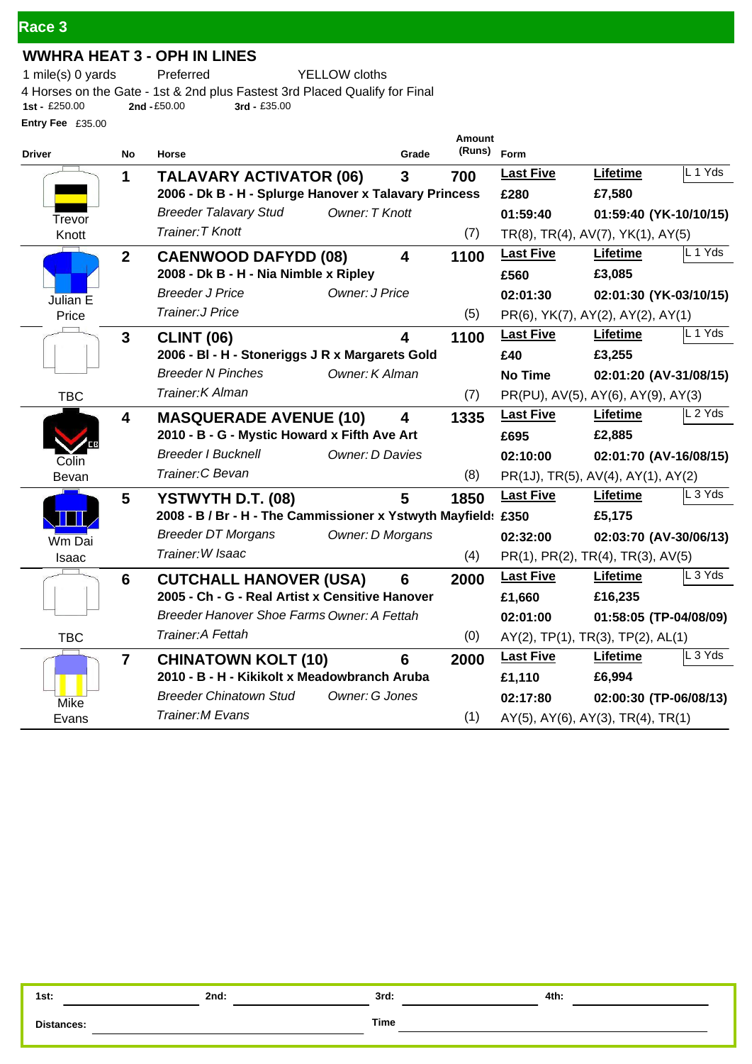## Race 3

### WWHRA HEAT 3 - OPH IN LINES

1 mile(s) 0 yards    Preferred    YELLOW cloths

4 Horses on the Gate - 1st & 2nd plus Fastest 3rd Placed Qualify for Final

**1st -** £250.00    **2nd -** £50.00    **3rd -** £35.00

**Entry Fee** £35.00

| Driver | No | Horse | Grade | Amount (Runs) | Form | | |
|---|---|---|---|---|---|---|---|
| Trevor Knott | **1** | **TALAVARY ACTIVATOR (06)** | **3** | **700** | **Last Five** | **Lifetime** | L 1 Yds |
| | | **2006 - Dk B - H - Splurge Hanover x Talavary Princess** | | | **£280** | **£7,580** | |
| | | *Breeder Talavary Stud* *Owner: T Knott* | | | **01:59:40** | **01:59:40 (YK-10/10/15)** | |
| | | *Trainer:T Knott* | | (7) | TR(8), TR(4), AV(7), YK(1), AY(5) | | |
| Julian E Price | **2** | **CAENWOOD DAFYDD (08)** | **4** | **1100** | **Last Five** | **Lifetime** | L 1 Yds |
| | | **2008 - Dk B - H - Nia Nimble x Ripley** | | | **£560** | **£3,085** | |
| | | *Breeder J Price* *Owner: J Price* | | | **02:01:30** | **02:01:30 (YK-03/10/15)** | |
| | | *Trainer:J Price* | | (5) | PR(6), YK(7), AY(2), AY(2), AY(1) | | |
| TBC | **3** | **CLINT (06)** | **4** | **1100** | **Last Five** | **Lifetime** | L 1 Yds |
| | | **2006 - Bl - H - Stoneriggs J R x Margarets Gold** | | | **£40** | **£3,255** | |
| | | *Breeder N Pinches* *Owner: K Alman* | | | **No Time** | **02:01:20 (AV-31/08/15)** | |
| | | *Trainer:K Alman* | | (7) | PR(PU), AV(5), AY(6), AY(9), AY(3) | | |
| Colin Bevan | **4** | **MASQUERADE AVENUE (10)** | **4** | **1335** | **Last Five** | **Lifetime** | L 2 Yds |
| | | **2010 - B - G - Mystic Howard x Fifth Ave Art** | | | **£695** | **£2,885** | |
| | | *Breeder I Bucknell* *Owner: D Davies* | | | **02:10:00** | **02:01:70 (AV-16/08/15)** | |
| | | *Trainer:C Bevan* | | (8) | PR(1J), TR(5), AV(4), AY(1), AY(2) | | |
| Wm Dai Isaac | **5** | **YSTWYTH D.T. (08)** | **5** | **1850** | **Last Five** | **Lifetime** | L 3 Yds |
| | | **2008 - B / Br - H - The Commissioner x Ystwyth Mayfield:** | | | **£350** | **£5,175** | |
| | | *Breeder DT Morgans* *Owner: D Morgans* | | | **02:32:00** | **02:03:70 (AV-30/06/13)** | |
| | | *Trainer:W Isaac* | | (4) | PR(1), PR(2), TR(4), TR(3), AV(5) | | |
| TBC | **6** | **CUTCHALL HANOVER (USA)** | **6** | **2000** | **Last Five** | **Lifetime** | L 3 Yds |
| | | **2005 - Ch - G - Real Artist x Censitive Hanover** | | | **£1,660** | **£16,235** | |
| | | *Breeder Hanover Shoe Farms* *Owner: A Fettah* | | | **02:01:00** | **01:58:05 (TP-04/08/09)** | |
| | | *Trainer:A Fettah* | | (0) | AY(2), TP(1), TR(3), TP(2), AL(1) | | |
| Mike Evans | **7** | **CHINATOWN KOLT (10)** | **6** | **2000** | **Last Five** | **Lifetime** | L 3 Yds |
| | | **2010 - B - H - Kikikolt x Meadowbranch Aruba** | | | **£1,110** | **£6,994** | |
| | | *Breeder Chinatown Stud* *Owner: G Jones* | | | **02:17:80** | **02:00:30 (TP-06/08/13)** | |
| | | *Trainer:M Evans* | | (1) | AY(5), AY(6), AY(3), TR(4), TR(1) | | |

**1st:** ____________ **2nd:** ____________ **3rd:** ____________ **4th:** ____________

**Distances:** ____________ **Time** ____________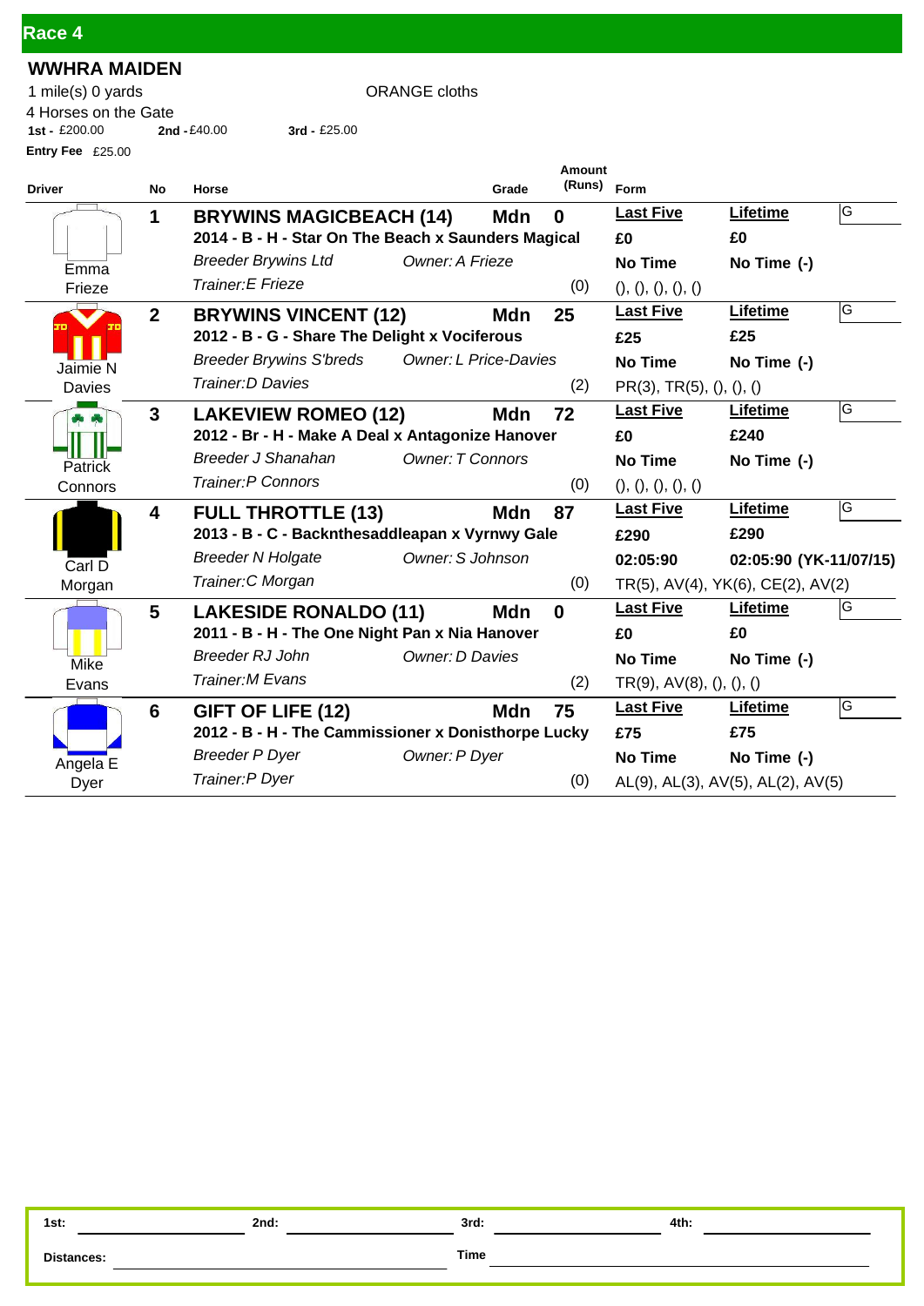## Race 4

### WWHRA MAIDEN

1 mile(s) 0 yards — ORANGE cloths

4 Horses on the Gate

**1st -** £200.00 **2nd -** £40.00 **3rd -** £25.00

**Entry Fee** £25.00

| Driver | No | Horse | Grade | Amount (Runs) | Form | | |
|---|---|---|---|---|---|---|---|
| Emma Frieze | 1 | **BRYWINS MAGICBEACH (14)**<br>**2014 - B - H - Star On The Beach x Saunders Magical**<br>*Breeder Brywins Ltd* *Owner: A Frieze*<br>*Trainer:E Frieze* | **Mdn** | **0**<br>(0) | **Last Five**<br>**£0**<br>**No Time**<br>(), (), (), (), () | **Lifetime**<br>**£0**<br>**No Time (-)** | G |
| Jaimie N Davies | 2 | **BRYWINS VINCENT (12)**<br>**2012 - B - G - Share The Delight x Vociferous**<br>*Breeder Brywins S'breds* *Owner: L Price-Davies*<br>*Trainer:D Davies* | **Mdn** | **25**<br>(2) | **Last Five**<br>**£25**<br>**No Time**<br>PR(3), TR(5), (), (), () | **Lifetime**<br>**£25**<br>**No Time (-)** | G |
| Patrick Connors | 3 | **LAKEVIEW ROMEO (12)**<br>**2012 - Br - H - Make A Deal x Antagonize Hanover**<br>*Breeder J Shanahan* *Owner: T Connors*<br>*Trainer:P Connors* | **Mdn** | **72**<br>(0) | **Last Five**<br>**£0**<br>**No Time**<br>(), (), (), (), () | **Lifetime**<br>**£240**<br>**No Time (-)** | G |
| Carl D Morgan | 4 | **FULL THROTTLE (13)**<br>**2013 - B - C - Backnthesaddleapan x Vyrnwy Gale**<br>*Breeder N Holgate* *Owner: S Johnson*<br>*Trainer:C Morgan* | **Mdn** | **87**<br>(0) | **Last Five**<br>**£290**<br>**02:05:90**<br>TR(5), AV(4), YK(6), CE(2), AV(2) | **Lifetime**<br>**£290**<br>**02:05:90 (YK-11/07/15)** | G |
| Mike Evans | 5 | **LAKESIDE RONALDO (11)**<br>**2011 - B - H - The One Night Pan x Nia Hanover**<br>*Breeder RJ John* *Owner: D Davies*<br>*Trainer:M Evans* | **Mdn** | **0**<br>(2) | **Last Five**<br>**£0**<br>**No Time**<br>TR(9), AV(8), (), (), () | **Lifetime**<br>**£0**<br>**No Time (-)** | G |
| Angela E Dyer | 6 | **GIFT OF LIFE (12)**<br>**2012 - B - H - The Commissioner x Donisthorpe Lucky**<br>*Breeder P Dyer* *Owner: P Dyer*<br>*Trainer:P Dyer* | **Mdn** | **75**<br>(0) | **Last Five**<br>**£75**<br>**No Time**<br>AL(9), AL(3), AV(5), AL(2), AV(5) | **Lifetime**<br>**£75**<br>**No Time (-)** | G |

**1st:** ____________ **2nd:** ____________ **3rd:** ____________ **4th:** ____________

**Distances:** ____________ **Time** ____________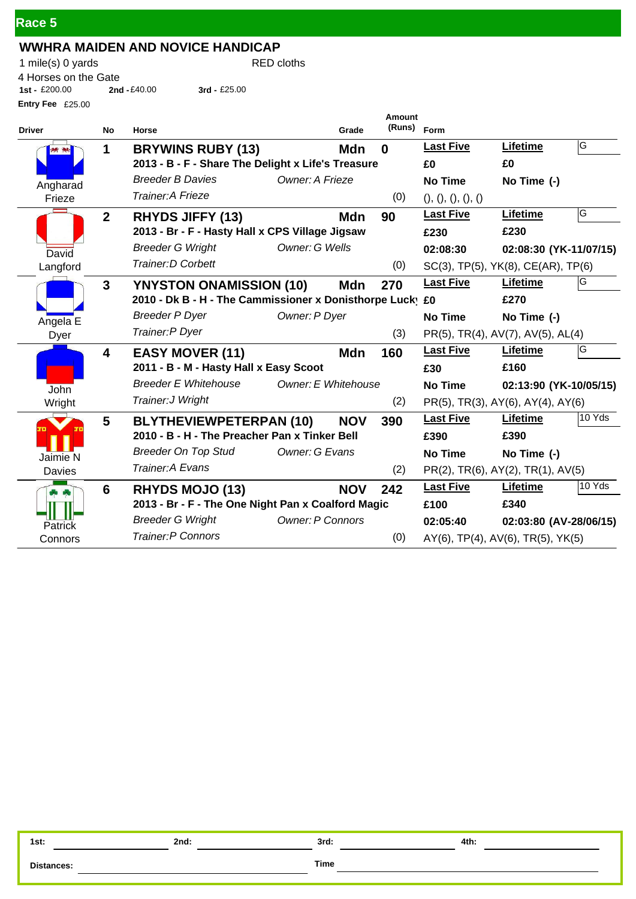## Race 5

### WWHRA MAIDEN AND NOVICE HANDICAP

1 mile(s) 0 yards RED cloths

4 Horses on the Gate

**1st -** £200.00 **2nd -** £40.00 **3rd -** £25.00

**Entry Fee** £25.00

| Driver | No | Horse | Grade | Amount (Runs) | Form | | |
|---|---|---|---|---|---|---|---|
| Angharad Frieze | 1 | **BRYWINS RUBY (13)**<br>**2013 - B - F - Share The Delight x Life's Treasure**<br>*Breeder B Davies* *Owner: A Frieze*<br>*Trainer:A Frieze* | **Mdn** | **0**<br>(0) | **Last Five**<br>**£0**<br>**No Time**<br>(), (), (), (), () | **Lifetime**<br>**£0**<br>**No Time (-)** | G |
| David Langford | 2 | **RHYDS JIFFY (13)**<br>**2013 - Br - F - Hasty Hall x CPS Village Jigsaw**<br>*Breeder G Wright* *Owner: G Wells*<br>*Trainer:D Corbett* | **Mdn** | **90**<br>(0) | **Last Five**<br>**£230**<br>**02:08:30**<br>SC(3), TP(5), YK(8), CE(AR), TP(6) | **Lifetime**<br>**£230**<br>**02:08:30 (YK-11/07/15)** | G |
| Angela E Dyer | 3 | **YNYSTON ONAMISSION (10)**<br>**2010 - Dk B - H - The Cammissioner x Donisthorpe Lucky**<br>*Breeder P Dyer* *Owner: P Dyer*<br>*Trainer:P Dyer* | **Mdn** | **270**<br>(3) | **Last Five**<br>**£0**<br>**No Time**<br>PR(5), TR(4), AV(7), AV(5), AL(4) | **Lifetime**<br>**£270**<br>**No Time (-)** | G |
| John Wright | 4 | **EASY MOVER (11)**<br>**2011 - B - M - Hasty Hall x Easy Scoot**<br>*Breeder E Whitehouse* *Owner: E Whitehouse*<br>*Trainer:J Wright* | **Mdn** | **160**<br>(2) | **Last Five**<br>**£30**<br>**No Time**<br>PR(5), TR(3), AY(6), AY(4), AY(6) | **Lifetime**<br>**£160**<br>**02:13:90 (YK-10/05/15)** | G |
| Jaimie N Davies | 5 | **BLYTHEVIEWPETERPAN (10)**<br>**2010 - B - H - The Preacher Pan x Tinker Bell**<br>*Breeder On Top Stud* *Owner: G Evans*<br>*Trainer:A Evans* | **NOV** | **390**<br>(2) | **Last Five**<br>**£390**<br>**No Time**<br>PR(2), TR(6), AY(2), TR(1), AV(5) | **Lifetime**<br>**£390**<br>**No Time (-)** | 10 Yds |
| Patrick Connors | 6 | **RHYDS MOJO (13)**<br>**2013 - Br - F - The One Night Pan x Coalford Magic**<br>*Breeder G Wright* *Owner: P Connors*<br>*Trainer:P Connors* | **NOV** | **242**<br>(0) | **Last Five**<br>**£100**<br>**02:05:40**<br>AY(6), TP(4), AV(6), TR(5), YK(5) | **Lifetime**<br>**£340**<br>**02:03:80 (AV-28/06/15)** | 10 Yds |

**1st:** ______ **2nd:** ______ **3rd:** ______ **4th:** ______

**Distances:** ______ **Time** ______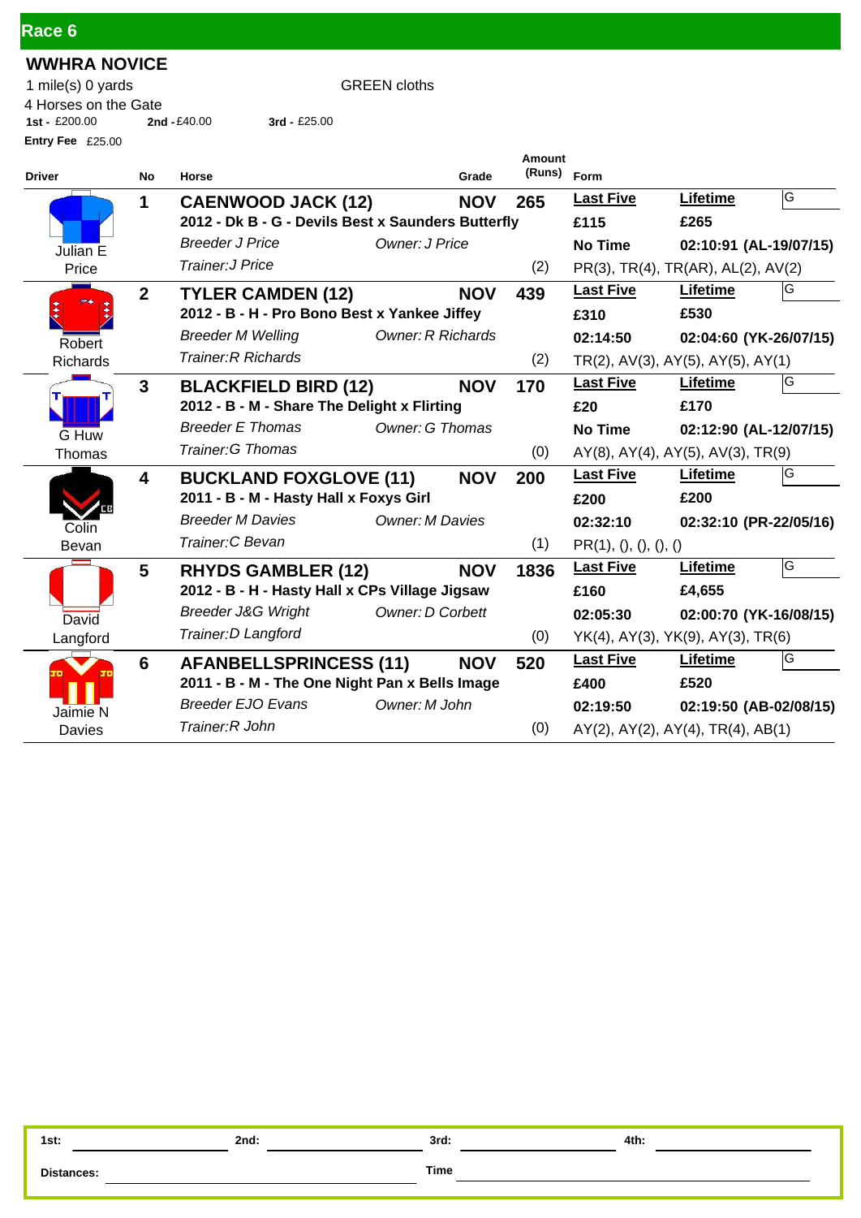## Race 6

### WWHRA NOVICE

1 mile(s) 0 yards GREEN cloths

4 Horses on the Gate

**1st -** £200.00 **2nd -** £40.00 **3rd -** £25.00

**Entry Fee** £25.00

| Driver | No | Horse | Grade | Amount (Runs) | Form | | |
|---|---|---|---|---|---|---|---|
| Julian E Price | **1** | **CAENWOOD JACK (12)** | **NOV** | **265** | **Last Five** | **Lifetime** | G |
| | | **2012 - Dk B - G - Devils Best x Saunders Butterfly** | | | **£115** | **£265** | |
| | | *Breeder J Price* *Owner: J Price* | | | **No Time** | **02:10:91 (AL-19/07/15)** | |
| | | *Trainer:J Price* | | (2) | PR(3), TR(4), TR(AR), AL(2), AV(2) | | |
| Robert Richards | **2** | **TYLER CAMDEN (12)** | **NOV** | **439** | **Last Five** | **Lifetime** | G |
| | | **2012 - B - H - Pro Bono Best x Yankee Jiffey** | | | **£310** | **£530** | |
| | | *Breeder M Welling* *Owner: R Richards* | | | **02:14:50** | **02:04:60 (YK-26/07/15)** | |
| | | *Trainer:R Richards* | | (2) | TR(2), AV(3), AY(5), AY(5), AY(1) | | |
| G Huw Thomas | **3** | **BLACKFIELD BIRD (12)** | **NOV** | **170** | **Last Five** | **Lifetime** | G |
| | | **2012 - B - M - Share The Delight x Flirting** | | | **£20** | **£170** | |
| | | *Breeder E Thomas* *Owner: G Thomas* | | | **No Time** | **02:12:90 (AL-12/07/15)** | |
| | | *Trainer:G Thomas* | | (0) | AY(8), AY(4), AY(5), AV(3), TR(9) | | |
| Colin Bevan | **4** | **BUCKLAND FOXGLOVE (11)** | **NOV** | **200** | **Last Five** | **Lifetime** | G |
| | | **2011 - B - M - Hasty Hall x Foxys Girl** | | | **£200** | **£200** | |
| | | *Breeder M Davies* *Owner: M Davies* | | | **02:32:10** | **02:32:10 (PR-22/05/16)** | |
| | | *Trainer:C Bevan* | | (1) | PR(1), (), (), (), () | | |
| David Langford | **5** | **RHYDS GAMBLER (12)** | **NOV** | **1836** | **Last Five** | **Lifetime** | G |
| | | **2012 - B - H - Hasty Hall x CPs Village Jigsaw** | | | **£160** | **£4,655** | |
| | | *Breeder J&G Wright* *Owner: D Corbett* | | | **02:05:30** | **02:00:70 (YK-16/08/15)** | |
| | | *Trainer:D Langford* | | (0) | YK(4), AY(3), YK(9), AY(3), TR(6) | | |
| Jaimie N Davies | **6** | **AFANBELLSPRINCESS (11)** | **NOV** | **520** | **Last Five** | **Lifetime** | G |
| | | **2011 - B - M - The One Night Pan x Bells Image** | | | **£400** | **£520** | |
| | | *Breeder EJO Evans* *Owner: M John* | | | **02:19:50** | **02:19:50 (AB-02/08/15)** | |
| | | *Trainer:R John* | | (0) | AY(2), AY(2), AY(4), TR(4), AB(1) | | |

**1st:** ____________ **2nd:** ____________ **3rd:** ____________ **4th:** ____________

**Distances:** ____________ **Time** ____________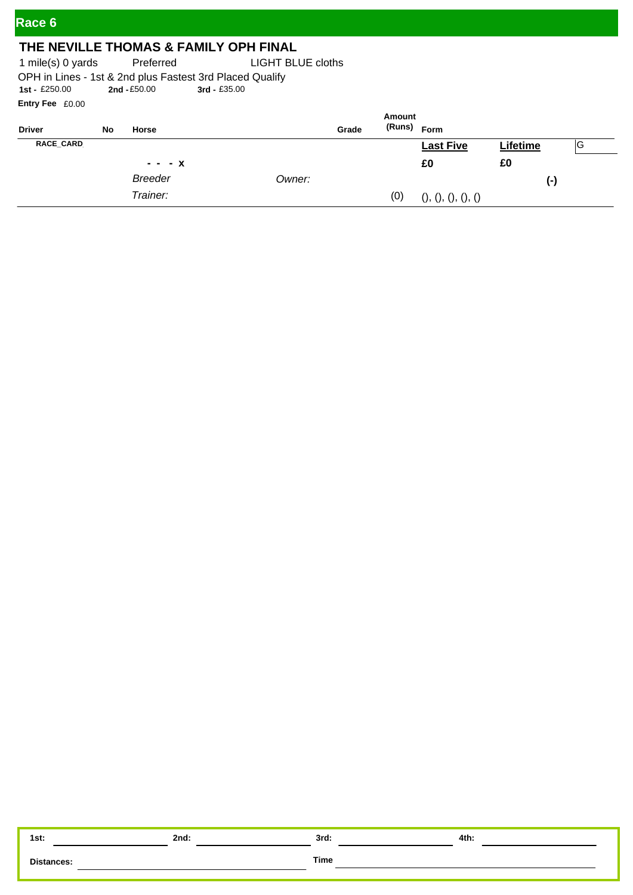## Race 6

### THE NEVILLE THOMAS & FAMILY OPH FINAL

1 mile(s) 0 yards    Preferred    LIGHT BLUE cloths

OPH in Lines - 1st & 2nd plus Fastest 3rd Placed Qualify

**1st -** £250.00  **2nd -** £50.00  **3rd -** £35.00

**Entry Fee** £0.00

| Driver | No | Horse | | Grade | Amount (Runs) | Form | | |
|---|---|---|---|---|---|---|---|---|
| RACE_CARD | | | | | | **Last Five** | **Lifetime** | G |
| | | **- - - x** | | | | **£0** | **£0** | |
| | | *Breeder* | *Owner:* | | | | **(-)** | |
| | | *Trainer:* | | | (0) | (), (), (), (), () | | |

| | | | | | | | |
|---|---|---|---|---|---|---|---|
| **1st:** | | **2nd:** | | **3rd:** | | **4th:** | |
| **Distances:** | | | | **Time** | | | |